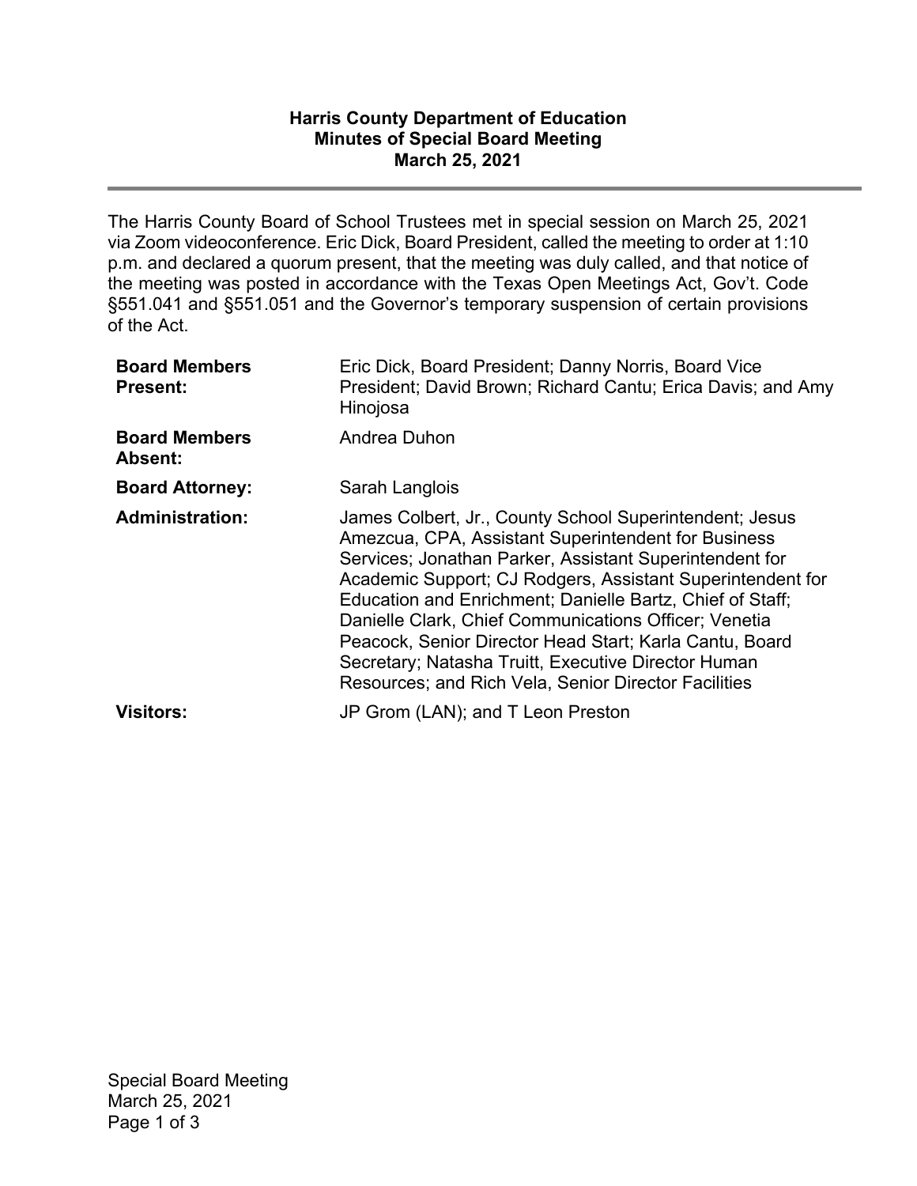# Harris County Department of Education
## Minutes of Special Board Meeting
## March 25, 2021

---

The Harris County Board of School Trustees met in special session on March 25, 2021 via Zoom videoconference. Eric Dick, Board President, called the meeting to order at 1:10 p.m. and declared a quorum present, that the meeting was duly called, and that notice of the meeting was posted in accordance with the Texas Open Meetings Act, Gov't. Code §551.041 and §551.051 and the Governor's temporary suspension of certain provisions of the Act.

| | |
|---|---|
| **Board Members Present:** | Eric Dick, Board President; Danny Norris, Board Vice President; David Brown; Richard Cantu; Erica Davis; and Amy Hinojosa |
| **Board Members Absent:** | Andrea Duhon |
| **Board Attorney:** | Sarah Langlois |
| **Administration:** | James Colbert, Jr., County School Superintendent; Jesus Amezcua, CPA, Assistant Superintendent for Business Services; Jonathan Parker, Assistant Superintendent for Academic Support; CJ Rodgers, Assistant Superintendent for Education and Enrichment; Danielle Bartz, Chief of Staff; Danielle Clark, Chief Communications Officer; Venetia Peacock, Senior Director Head Start; Karla Cantu, Board Secretary; Natasha Truitt, Executive Director Human Resources; and Rich Vela, Senior Director Facilities |
| **Visitors:** | JP Grom (LAN); and T Leon Preston |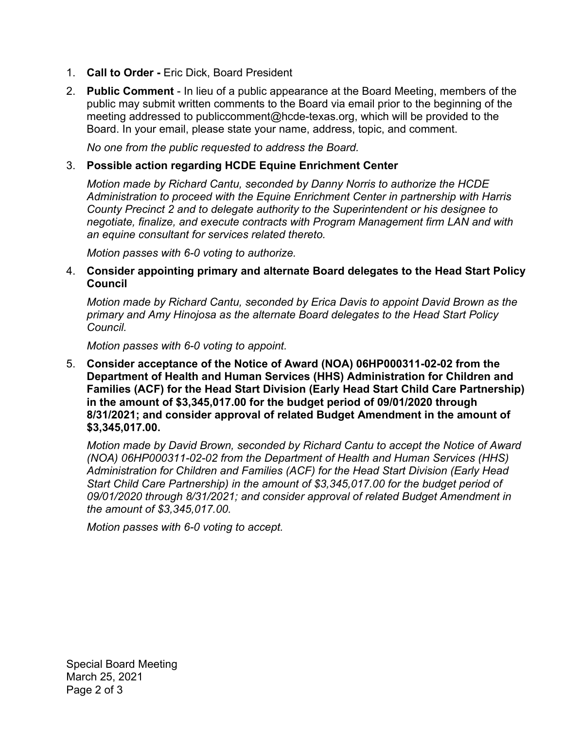1. **Call to Order -** Eric Dick, Board President
2. **Public Comment** - In lieu of a public appearance at the Board Meeting, members of the public may submit written comments to the Board via email prior to the beginning of the meeting addressed to publiccomment@hcde-texas.org, which will be provided to the Board. In your email, please state your name, address, topic, and comment.

   *No one from the public requested to address the Board.*

3. **Possible action regarding HCDE Equine Enrichment Center**

   *Motion made by Richard Cantu, seconded by Danny Norris to authorize the HCDE Administration to proceed with the Equine Enrichment Center in partnership with Harris County Precinct 2 and to delegate authority to the Superintendent or his designee to negotiate, finalize, and execute contracts with Program Management firm LAN and with an equine consultant for services related thereto.*

   *Motion passes with 6-0 voting to authorize.*

4. **Consider appointing primary and alternate Board delegates to the Head Start Policy Council**

   *Motion made by Richard Cantu, seconded by Erica Davis to appoint David Brown as the primary and Amy Hinojosa as the alternate Board delegates to the Head Start Policy Council.*

   *Motion passes with 6-0 voting to appoint.*

5. **Consider acceptance of the Notice of Award (NOA) 06HP000311-02-02 from the Department of Health and Human Services (HHS) Administration for Children and Families (ACF) for the Head Start Division (Early Head Start Child Care Partnership) in the amount of $3,345,017.00 for the budget period of 09/01/2020 through 8/31/2021; and consider approval of related Budget Amendment in the amount of $3,345,017.00.**

   *Motion made by David Brown, seconded by Richard Cantu to accept the Notice of Award (NOA) 06HP000311-02-02 from the Department of Health and Human Services (HHS) Administration for Children and Families (ACF) for the Head Start Division (Early Head Start Child Care Partnership) in the amount of $3,345,017.00 for the budget period of 09/01/2020 through 8/31/2021; and consider approval of related Budget Amendment in the amount of $3,345,017.00.*

   *Motion passes with 6-0 voting to accept.*

Special Board Meeting
March 25, 2021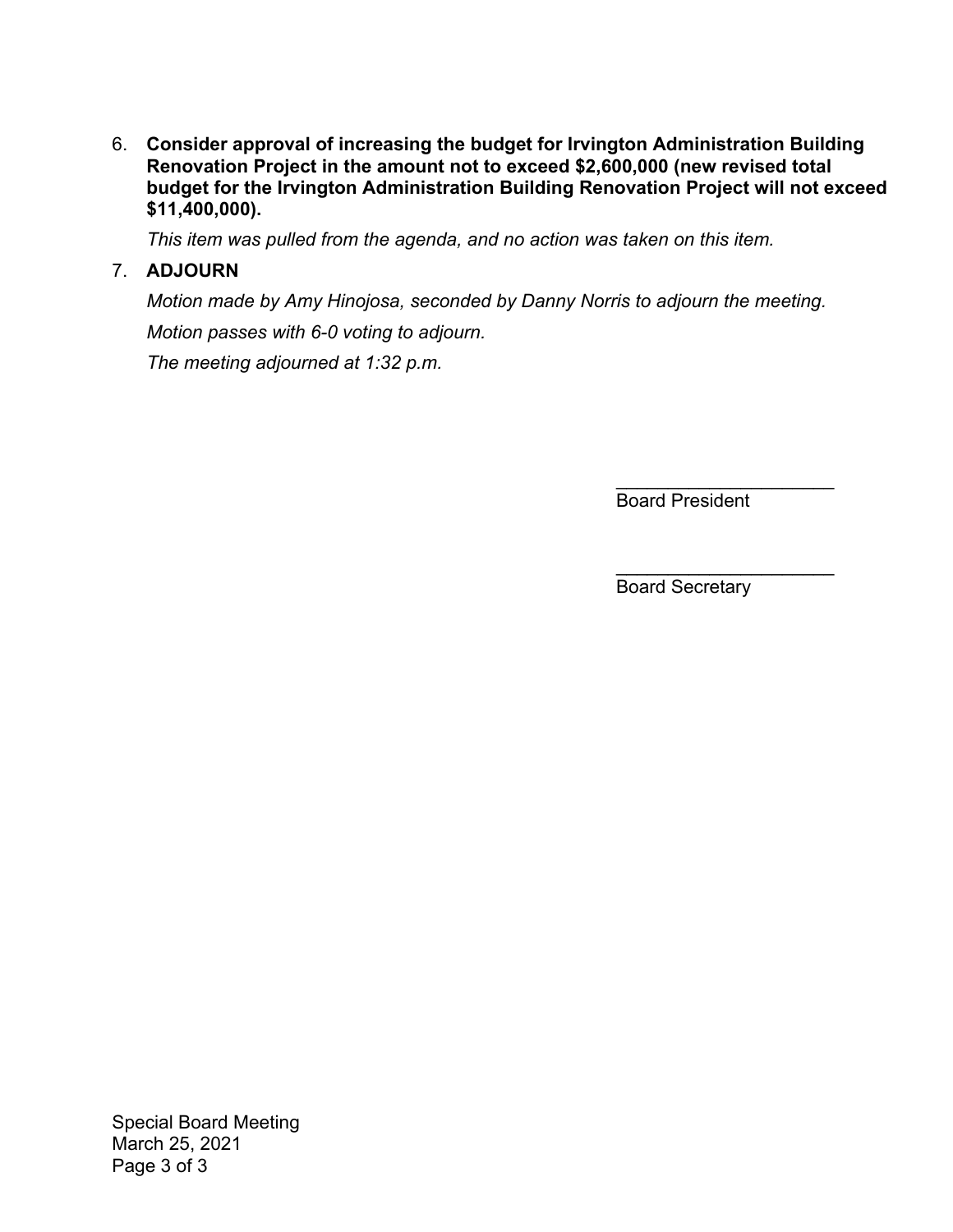6. **Consider approval of increasing the budget for Irvington Administration Building Renovation Project in the amount not to exceed $2,600,000 (new revised total budget for the Irvington Administration Building Renovation Project will not exceed $11,400,000).**

   *This item was pulled from the agenda, and no action was taken on this item.*

7. **ADJOURN**

   *Motion made by Amy Hinojosa, seconded by Danny Norris to adjourn the meeting.*

   *Motion passes with 6-0 voting to adjourn.*

   *The meeting adjourned at 1:32 p.m.*

_____________________
Board President

_____________________
Board Secretary

Special Board Meeting
March 25, 2021